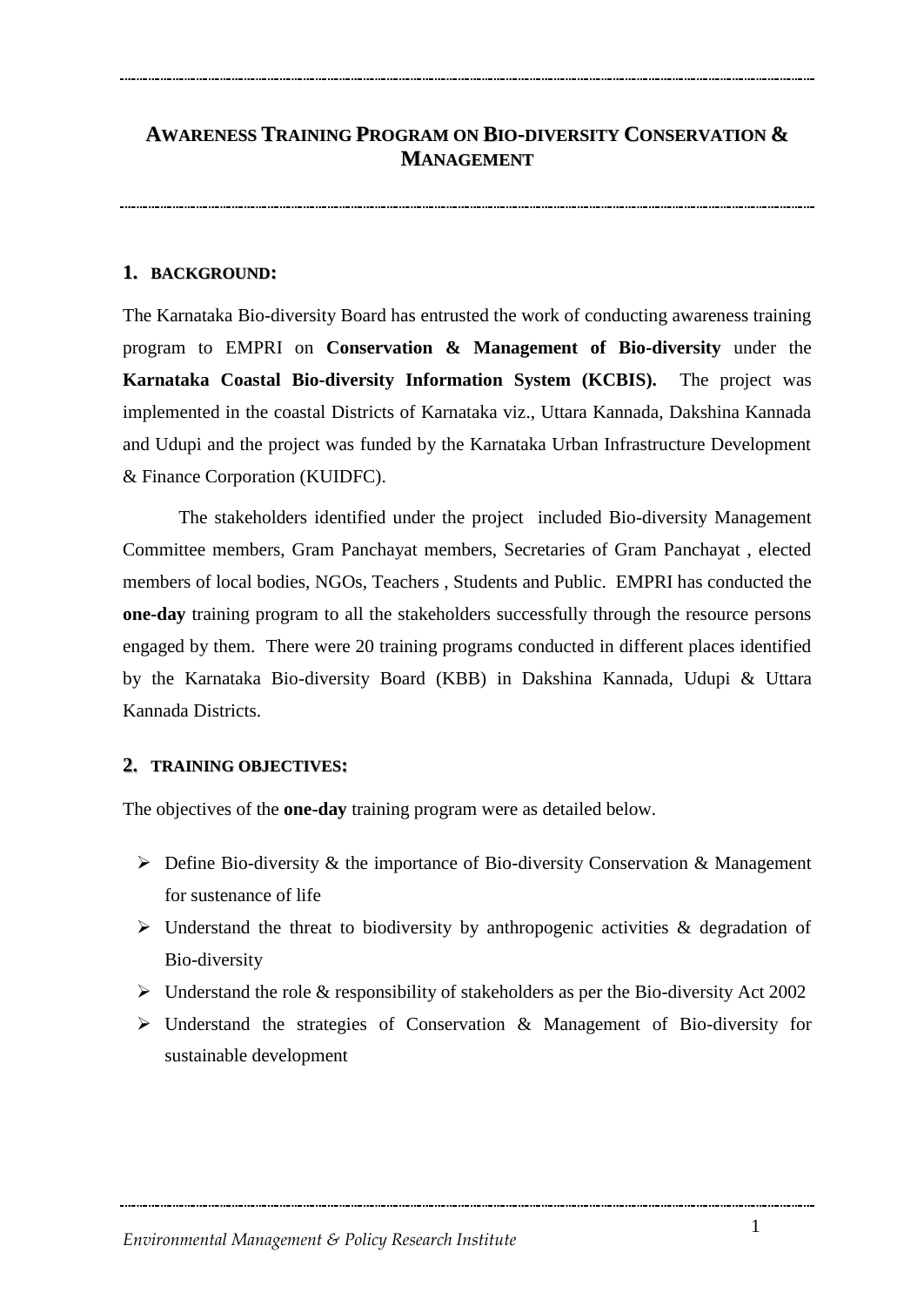# AWARENESS TRAINING PROGRAM ON BIO-DIVERSITY CONSERVATION & MANAGEMENT

## 1. BACKGROUND:

The Karnataka Bio-diversity Board has entrusted the work of conducting awareness training program to EMPRI on **Conservation & Management of Bio-diversity** under the **Karnataka Coastal Bio-diversity Information System (KCBIS).** The project was implemented in the coastal Districts of Karnataka viz., Uttara Kannada, Dakshina Kannada and Udupi and the project was funded by the Karnataka Urban Infrastructure Development & Finance Corporation (KUIDFC).

The stakeholders identified under the project included Bio-diversity Management Committee members, Gram Panchayat members, Secretaries of Gram Panchayat , elected members of local bodies, NGOs, Teachers , Students and Public. EMPRI has conducted the **one-day** training program to all the stakeholders successfully through the resource persons engaged by them. There were 20 training programs conducted in different places identified by the Karnataka Bio-diversity Board (KBB) in Dakshina Kannada, Udupi & Uttara Kannada Districts.

## 2. TRAINING OBJECTIVES:

The objectives of the **one-day** training program were as detailed below.

- Define Bio-diversity & the importance of Bio-diversity Conservation & Management for sustenance of life
- Understand the threat to biodiversity by anthropogenic activities & degradation of Bio-diversity
- Understand the role & responsibility of stakeholders as per the Bio-diversity Act 2002
- Understand the strategies of Conservation & Management of Bio-diversity for sustainable development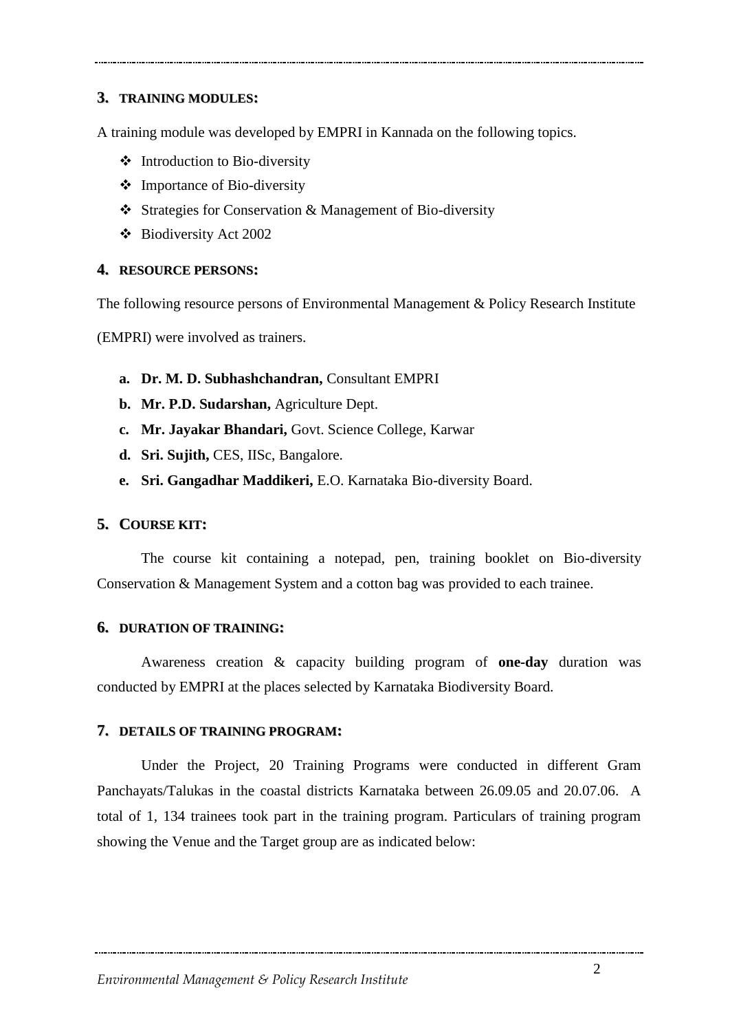## 3. TRAINING MODULES:

A training module was developed by EMPRI in Kannada on the following topics.

- Introduction to Bio-diversity
- Importance of Bio-diversity
- Strategies for Conservation & Management of Bio-diversity
- Biodiversity Act 2002

## 4. RESOURCE PERSONS:

The following resource persons of Environmental Management & Policy Research Institute (EMPRI) were involved as trainers.

a. **Dr. M. D. Subhashchandran,** Consultant EMPRI
b. **Mr. P.D. Sudarshan,** Agriculture Dept.
c. **Mr. Jayakar Bhandari,** Govt. Science College, Karwar
d. **Sri. Sujith,** CES, IISc, Bangalore.
e. **Sri. Gangadhar Maddikeri,** E.O. Karnataka Bio-diversity Board.

## 5. COURSE KIT:

The course kit containing a notepad, pen, training booklet on Bio-diversity Conservation & Management System and a cotton bag was provided to each trainee.

## 6. DURATION OF TRAINING:

Awareness creation & capacity building program of **one-day** duration was conducted by EMPRI at the places selected by Karnataka Biodiversity Board.

## 7. DETAILS OF TRAINING PROGRAM:

Under the Project, 20 Training Programs were conducted in different Gram Panchayats/Talukas in the coastal districts Karnataka between 26.09.05 and 20.07.06. A total of 1, 134 trainees took part in the training program. Particulars of training program showing the Venue and the Target group are as indicated below: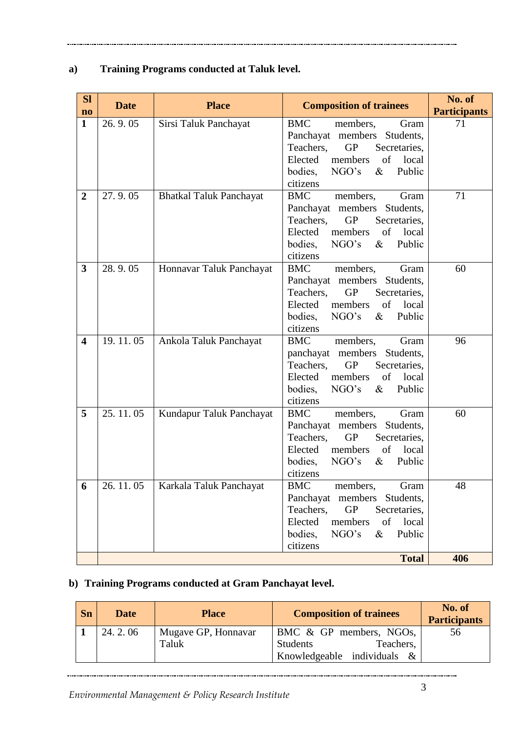**a) Training Programs conducted at Taluk level.**

| Sl no | Date | Place | Composition of trainees | No. of Participants |
|---|---|---|---|---|
| **1** | 26. 9. 05 | Sirsi Taluk Panchayat | BMC members, Gram Panchayat members Students, Teachers, GP Secretaries, Elected members of local bodies, NGO's & Public citizens | 71 |
| **2** | 27. 9. 05 | Bhatkal Taluk Panchayat | BMC members, Gram Panchayat members Students, Teachers, GP Secretaries, Elected members of local bodies, NGO's & Public citizens | 71 |
| **3** | 28. 9. 05 | Honnavar Taluk Panchayat | BMC members, Gram Panchayat members Students, Teachers, GP Secretaries, Elected members of local bodies, NGO's & Public citizens | 60 |
| **4** | 19. 11. 05 | Ankola Taluk Panchayat | BMC members, Gram panchayat members Students, Teachers, GP Secretaries, Elected members of local bodies, NGO's & Public citizens | 96 |
| **5** | 25. 11. 05 | Kundapur Taluk Panchayat | BMC members, Gram Panchayat members Students, Teachers, GP Secretaries, Elected members of local bodies, NGO's & Public citizens | 60 |
| **6** | 26. 11. 05 | Karkala Taluk Panchayat | BMC members, Gram Panchayat members Students, Teachers, GP Secretaries, Elected members of local bodies, NGO's & Public citizens | 48 |
| | | | **Total** | **406** |

**b) Training Programs conducted at Gram Panchayat level.**

| Sn | Date | Place | Composition of trainees | No. of Participants |
|---|---|---|---|---|
| **1** | 24. 2. 06 | Mugave GP, Honnavar Taluk | BMC & GP members, NGOs, Students Teachers, Knowledgeable individuals & | 56 |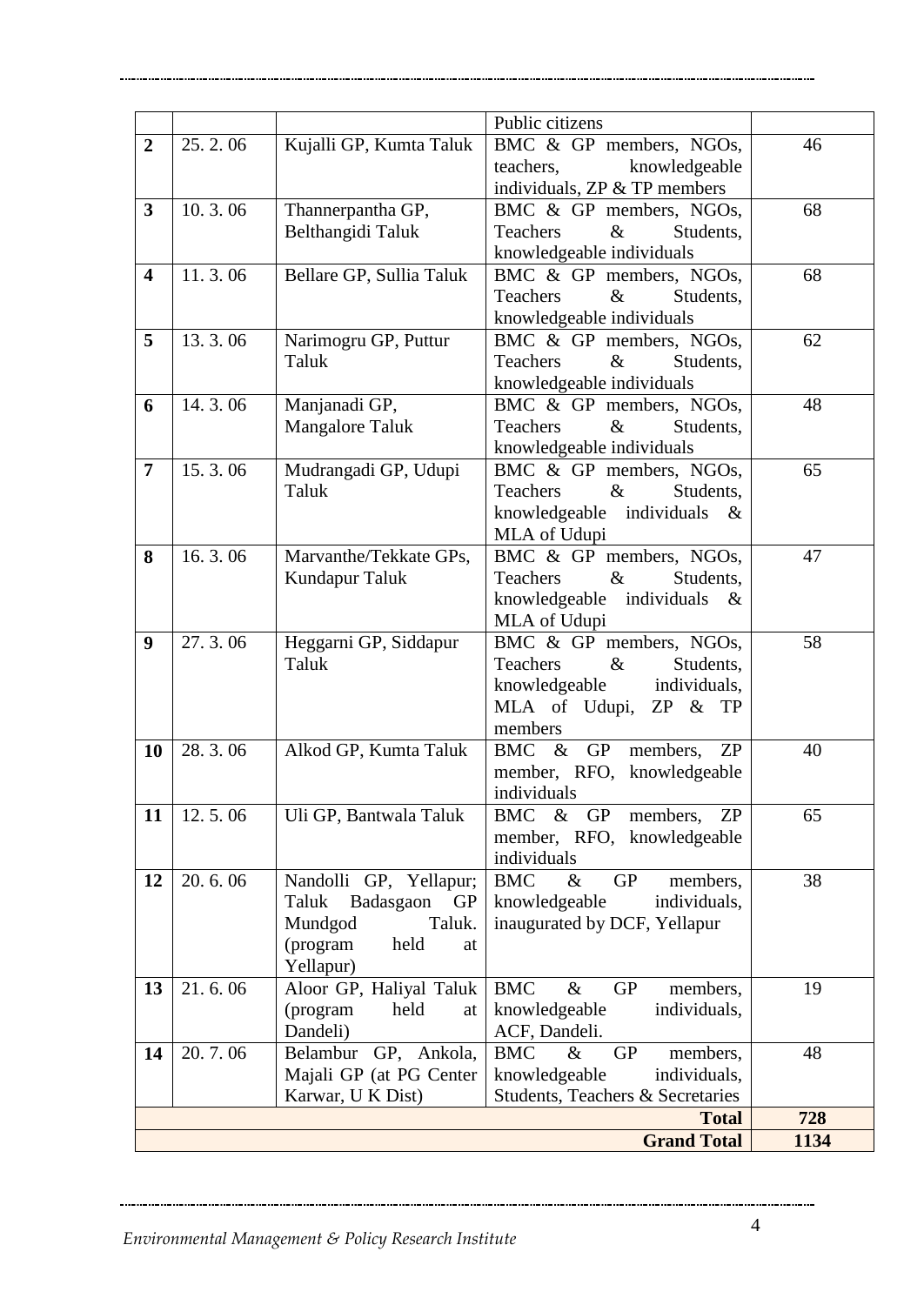| | | | | |
|---|---|---|---|---|
| | | | Public citizens | |
| **2** | 25. 2. 06 | Kujalli GP, Kumta Taluk | BMC & GP members, NGOs, teachers, knowledgeable individuals, ZP & TP members | 46 |
| **3** | 10. 3. 06 | Thannerpantha GP, Belthangidi Taluk | BMC & GP members, NGOs, Teachers & Students, knowledgeable individuals | 68 |
| **4** | 11. 3. 06 | Bellare GP, Sullia Taluk | BMC & GP members, NGOs, Teachers & Students, knowledgeable individuals | 68 |
| **5** | 13. 3. 06 | Narimogru GP, Puttur Taluk | BMC & GP members, NGOs, Teachers & Students, knowledgeable individuals | 62 |
| **6** | 14. 3. 06 | Manjanadi GP, Mangalore Taluk | BMC & GP members, NGOs, Teachers & Students, knowledgeable individuals | 48 |
| **7** | 15. 3. 06 | Mudrangadi GP, Udupi Taluk | BMC & GP members, NGOs, Teachers & Students, knowledgeable individuals & MLA of Udupi | 65 |
| **8** | 16. 3. 06 | Marvanthe/Tekkate GPs, Kundapur Taluk | BMC & GP members, NGOs, Teachers & Students, knowledgeable individuals & MLA of Udupi | 47 |
| **9** | 27. 3. 06 | Heggarni GP, Siddapur Taluk | BMC & GP members, NGOs, Teachers & Students, knowledgeable individuals, MLA of Udupi, ZP & TP members | 58 |
| **10** | 28. 3. 06 | Alkod GP, Kumta Taluk | BMC & GP members, ZP member, RFO, knowledgeable individuals | 40 |
| **11** | 12. 5. 06 | Uli GP, Bantwala Taluk | BMC & GP members, ZP member, RFO, knowledgeable individuals | 65 |
| **12** | 20. 6. 06 | Nandolli GP, Yellapur; Taluk Badasgaon GP Mundgod Taluk. (program held at Yellapur) | BMC & GP members, knowledgeable individuals, inaugurated by DCF, Yellapur | 38 |
| **13** | 21. 6. 06 | Aloor GP, Haliyal Taluk (program held at Dandeli) | BMC & GP members, knowledgeable individuals, ACF, Dandeli. | 19 |
| **14** | 20. 7. 06 | Belambur GP, Ankola, Majali GP (at PG Center Karwar, U K Dist) | BMC & GP members, knowledgeable individuals, Students, Teachers & Secretaries | 48 |
| | | | **Total** | **728** |
| | | | **Grand Total** | **1134** |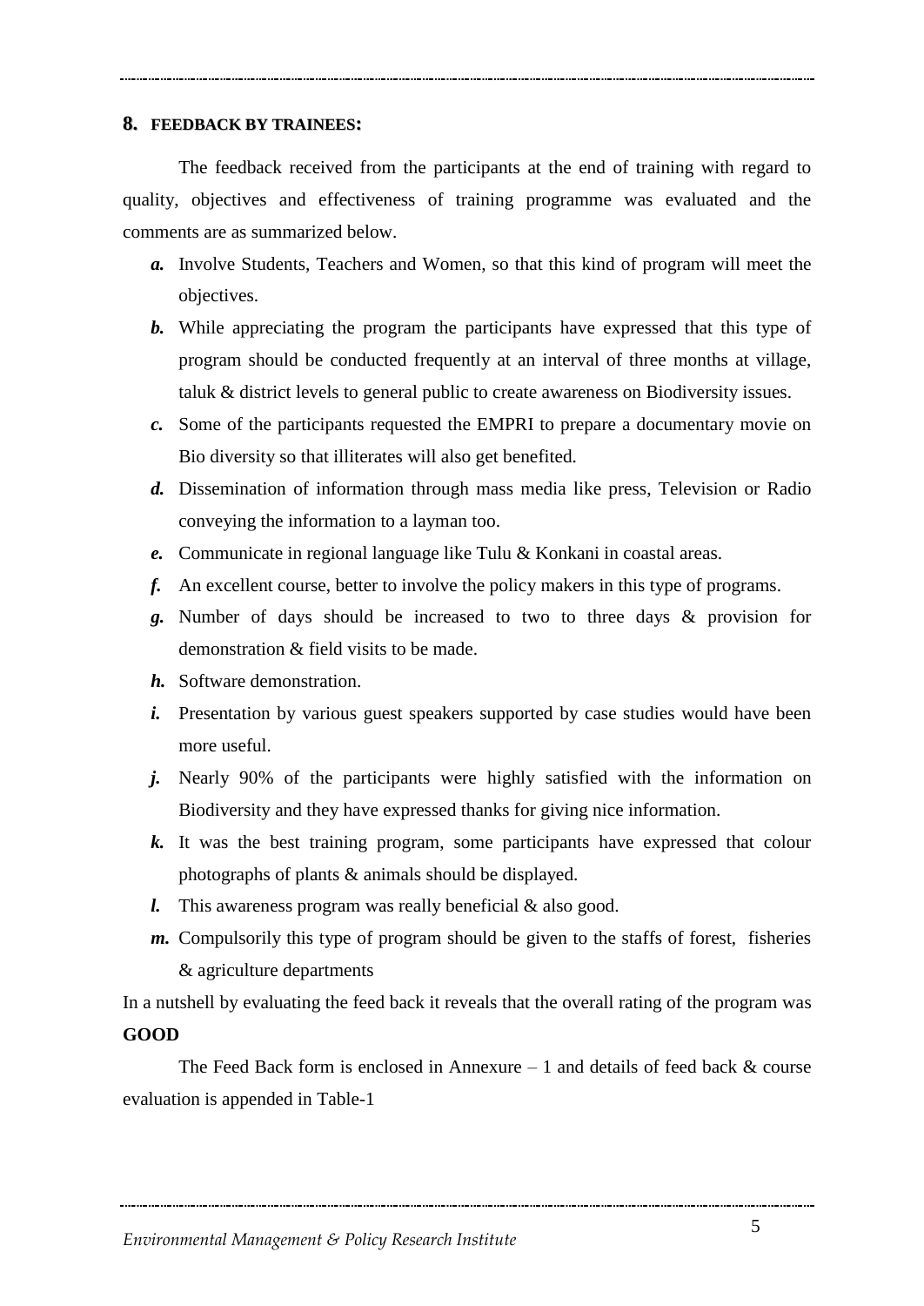## 8. FEEDBACK BY TRAINEES:

The feedback received from the participants at the end of training with regard to quality, objectives and effectiveness of training programme was evaluated and the comments are as summarized below.

- ***a.*** Involve Students, Teachers and Women, so that this kind of program will meet the objectives.
- ***b.*** While appreciating the program the participants have expressed that this type of program should be conducted frequently at an interval of three months at village, taluk & district levels to general public to create awareness on Biodiversity issues.
- ***c.*** Some of the participants requested the EMPRI to prepare a documentary movie on Bio diversity so that illiterates will also get benefited.
- ***d.*** Dissemination of information through mass media like press, Television or Radio conveying the information to a layman too.
- ***e.*** Communicate in regional language like Tulu & Konkani in coastal areas.
- ***f.*** An excellent course, better to involve the policy makers in this type of programs.
- ***g.*** Number of days should be increased to two to three days & provision for demonstration & field visits to be made.
- ***h.*** Software demonstration.
- ***i.*** Presentation by various guest speakers supported by case studies would have been more useful.
- ***j.*** Nearly 90% of the participants were highly satisfied with the information on Biodiversity and they have expressed thanks for giving nice information.
- ***k.*** It was the best training program, some participants have expressed that colour photographs of plants & animals should be displayed.
- ***l.*** This awareness program was really beneficial & also good.
- ***m.*** Compulsorily this type of program should be given to the staffs of forest, fisheries & agriculture departments

In a nutshell by evaluating the feed back it reveals that the overall rating of the program was **GOOD**

The Feed Back form is enclosed in Annexure – 1 and details of feed back & course evaluation is appended in Table-1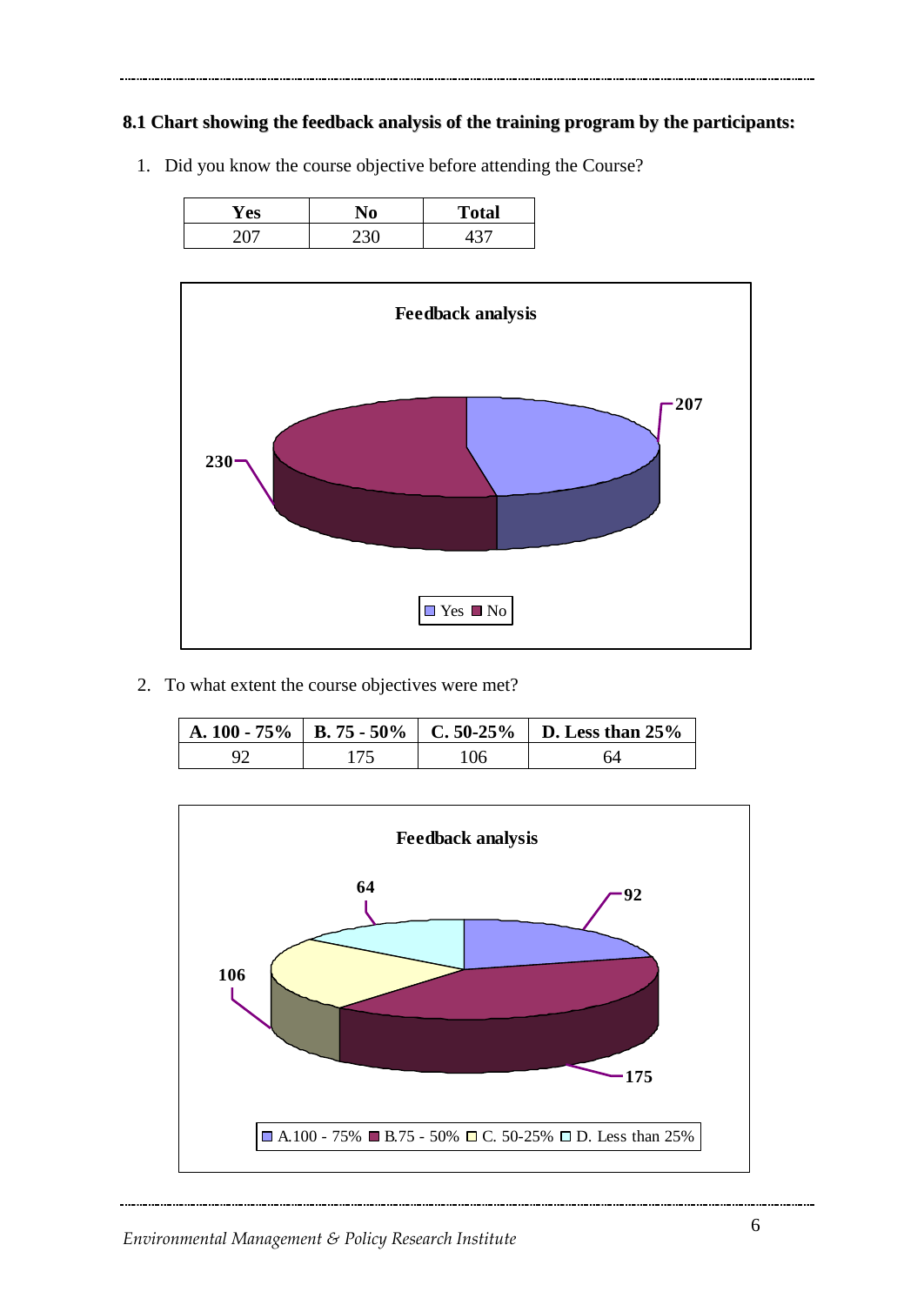### 8.1 Chart showing the feedback analysis of the training program by the participants:

1. Did you know the course objective before attending the Course?

| Yes | No | Total |
|---|---|---|
| 207 | 230 | 437 |

2. To what extent the course objectives were met?

| A. 100 - 75% | B. 75 - 50% | C. 50-25% | D. Less than 25% |
|---|---|---|---|
| 92 | 175 | 106 | 64 |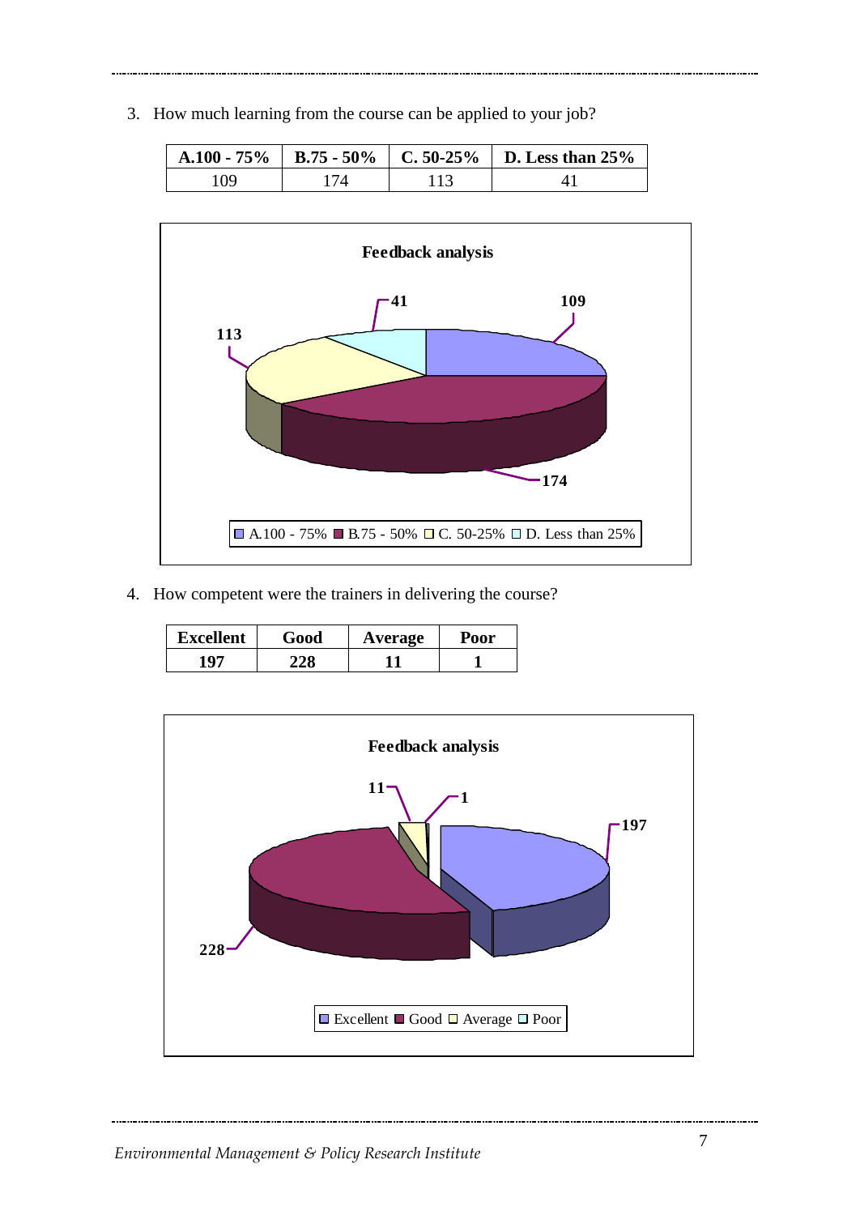3. How much learning from the course can be applied to your job?

| A.100 - 75% | B.75 - 50% | C. 50-25% | D. Less than 25% |
|---|---|---|---|
| 109 | 174 | 113 | 41 |

Feedback analysis

4. How competent were the trainers in delivering the course?

| Excellent | Good | Average | Poor |
|---|---|---|---|
| 197 | 228 | 11 | 1 |

Feedback analysis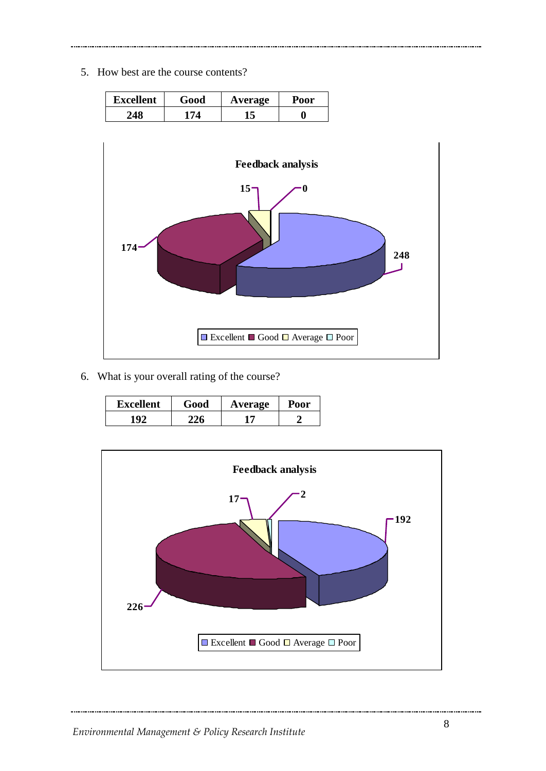5. How best are the course contents?

| Excellent | Good | Average | Poor |
|---|---|---|---|
| 248 | 174 | 15 | 0 |

**Feedback analysis**

Excellent: 248, Good: 174, Average: 15, Poor: 0

6. What is your overall rating of the course?

| Excellent | Good | Average | Poor |
|---|---|---|---|
| 192 | 226 | 17 | 2 |

**Feedback analysis**

Excellent: 192, Good: 226, Average: 17, Poor: 2

*Environmental Management & Policy Research Institute*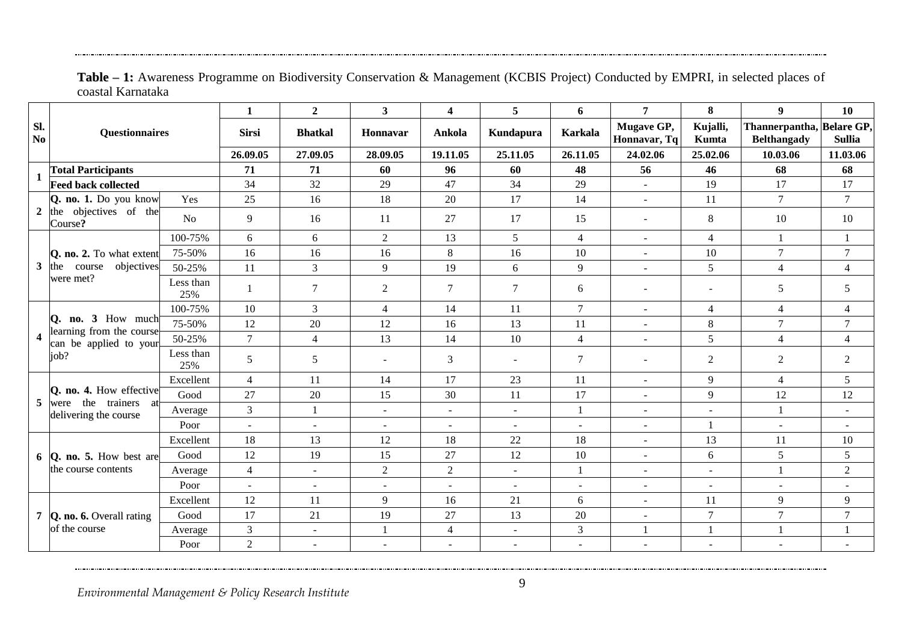**Table – 1:** Awareness Programme on Biodiversity Conservation & Management (KCBIS Project) Conducted by EMPRI, in selected places of coastal Karnataka

| Sl. No | Questionnaires | | 1 | 2 | 3 | 4 | 5 | 6 | 7 | 8 | 9 | 10 |
|---|---|---|---|---|---|---|---|---|---|---|---|---|
| | | | **Sirsi** | **Bhatkal** | **Honnavar** | **Ankola** | **Kundapura** | **Karkala** | **Mugave GP, Honnavar, Tq** | **Kujalli, Kumta** | **Thannerpantha, Belthangady** | **Belare GP, Sullia** |
| | | | **26.09.05** | **27.09.05** | **28.09.05** | **19.11.05** | **25.11.05** | **26.11.05** | **24.02.06** | **25.02.06** | **10.03.06** | **11.03.06** |
| **1** | **Total Participants** | | **71** | **71** | **60** | **96** | **60** | **48** | **56** | **46** | **68** | **68** |
| | **Feed back collected** | | 34 | 32 | 29 | 47 | 34 | 29 | - | 19 | 17 | 17 |
| **2** | **Q. no. 1.** Do you know the objectives of the Course**?** | Yes | 25 | 16 | 18 | 20 | 17 | 14 | - | 11 | 7 | 7 |
| | | No | 9 | 16 | 11 | 27 | 17 | 15 | - | 8 | 10 | 10 |
| **3** | **Q. no. 2.** To what extent the course objectives were met? | 100-75% | 6 | 6 | 2 | 13 | 5 | 4 | - | 4 | 1 | 1 |
| | | 75-50% | 16 | 16 | 16 | 8 | 16 | 10 | - | 10 | 7 | 7 |
| | | 50-25% | 11 | 3 | 9 | 19 | 6 | 9 | - | 5 | 4 | 4 |
| | | Less than 25% | 1 | 7 | 2 | 7 | 7 | 6 | - | - | 5 | 5 |
| **4** | **Q. no. 3** How much learning from the course can be applied to your job? | 100-75% | 10 | 3 | 4 | 14 | 11 | 7 | - | 4 | 4 | 4 |
| | | 75-50% | 12 | 20 | 12 | 16 | 13 | 11 | - | 8 | 7 | 7 |
| | | 50-25% | 7 | 4 | 13 | 14 | 10 | 4 | - | 5 | 4 | 4 |
| | | Less than 25% | 5 | 5 | - | 3 | - | 7 | - | 2 | 2 | 2 |
| **5** | **Q. no. 4.** How effective were the trainers at delivering the course | Excellent | 4 | 11 | 14 | 17 | 23 | 11 | - | 9 | 4 | 5 |
| | | Good | 27 | 20 | 15 | 30 | 11 | 17 | - | 9 | 12 | 12 |
| | | Average | 3 | 1 | - | - | - | 1 | - | - | 1 | - |
| | | Poor | - | - | - | - | - | - | - | 1 | - | - |
| **6** | **Q. no. 5.** How best are the course contents | Excellent | 18 | 13 | 12 | 18 | 22 | 18 | - | 13 | 11 | 10 |
| | | Good | 12 | 19 | 15 | 27 | 12 | 10 | - | 6 | 5 | 5 |
| | | Average | 4 | - | 2 | 2 | - | 1 | - | - | 1 | 2 |
| | | Poor | - | - | - | - | - | - | - | - | - | - |
| **7** | **Q. no. 6.** Overall rating of the course | Excellent | 12 | 11 | 9 | 16 | 21 | 6 | - | 11 | 9 | 9 |
| | | Good | 17 | 21 | 19 | 27 | 13 | 20 | - | 7 | 7 | 7 |
| | | Average | 3 | - | 1 | 4 | - | 3 | 1 | 1 | 1 | 1 |
| | | Poor | 2 | - | - | - | - | - | - | - | - | - |

*Environmental Management & Policy Research Institute*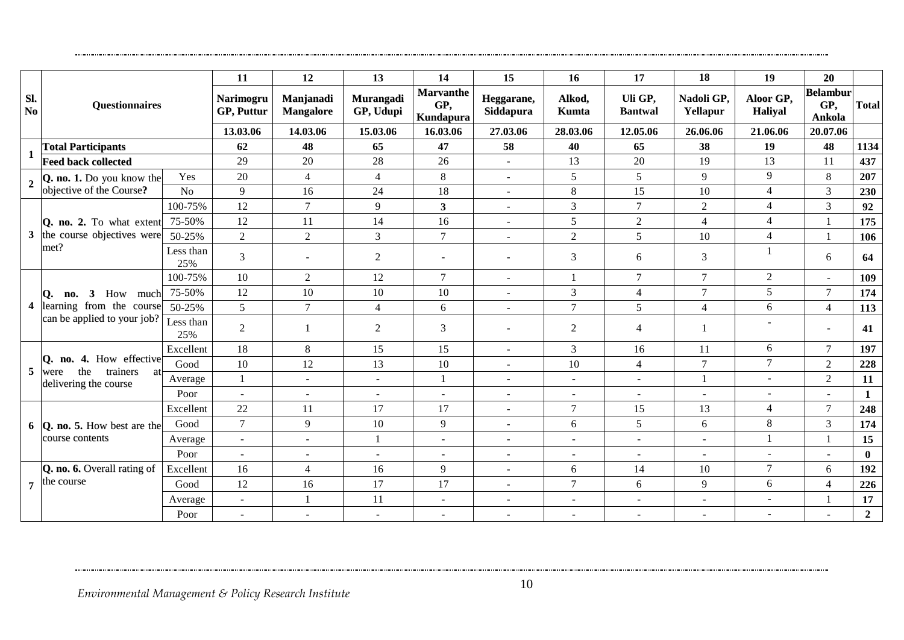| Sl. No | Questionnaires | | 11 | 12 | 13 | 14 | 15 | 16 | 17 | 18 | 19 | 20 | Total |
|---|---|---|---|---|---|---|---|---|---|---|---|---|---|
| | | | **Narimogru GP, Puttur** | **Manjanadi Mangalore** | **Murangadi GP, Udupi** | **Marvanthe GP, Kundapura** | **Heggarane, Siddapura** | **Alkod, Kumta** | **Uli GP, Bantwal** | **Nadoli GP, Yellapur** | **Aloor GP, Haliyal** | **Belambur GP, Ankola** | |
| | | | **13.03.06** | **14.03.06** | **15.03.06** | **16.03.06** | **27.03.06** | **28.03.06** | **12.05.06** | **26.06.06** | **21.06.06** | **20.07.06** | |
| **1** | **Total Participants** | | **62** | **48** | **65** | **47** | **58** | **40** | **65** | **38** | **19** | **48** | **1134** |
| | **Feed back collected** | | 29 | 20 | 28 | 26 | - | 13 | 20 | 19 | 13 | 11 | **437** |
| **2** | **Q. no. 1.** Do you know the objective of the Course**?** | Yes | 20 | 4 | 4 | 8 | - | 5 | 5 | 9 | 9 | 8 | **207** |
| | | No | 9 | 16 | 24 | 18 | - | 8 | 15 | 10 | 4 | 3 | **230** |
| **3** | **Q. no. 2.** To what extent the course objectives were met? | 100-75% | 12 | 7 | 9 | **3** | - | 3 | 7 | 2 | 4 | 3 | **92** |
| | | 75-50% | 12 | 11 | 14 | 16 | - | 5 | 2 | 4 | 4 | 1 | **175** |
| | | 50-25% | 2 | 2 | 3 | 7 | - | 2 | 5 | 10 | 4 | 1 | **106** |
| | | Less than 25% | 3 | - | 2 | - | - | 3 | 6 | 3 | 1 | 6 | **64** |
| **4** | **Q. no. 3** How much learning from the course can be applied to your job? | 100-75% | 10 | 2 | 12 | 7 | - | 1 | 7 | 7 | 2 | - | **109** |
| | | 75-50% | 12 | 10 | 10 | 10 | - | 3 | 4 | 7 | 5 | 7 | **174** |
| | | 50-25% | 5 | 7 | 4 | 6 | - | 7 | 5 | 4 | 6 | 4 | **113** |
| | | Less than 25% | 2 | 1 | 2 | 3 | - | 2 | 4 | 1 | - | - | **41** |
| **5** | **Q. no. 4.** How effective were the trainers at delivering the course | Excellent | 18 | 8 | 15 | 15 | - | 3 | 16 | 11 | 6 | 7 | **197** |
| | | Good | 10 | 12 | 13 | 10 | - | 10 | 4 | 7 | 7 | 2 | **228** |
| | | Average | 1 | - | - | 1 | - | - | - | 1 | - | 2 | **11** |
| | | Poor | - | - | - | - | - | - | - | - | - | - | **1** |
| **6** | **Q. no. 5.** How best are the course contents | Excellent | 22 | 11 | 17 | 17 | - | 7 | 15 | 13 | 4 | 7 | **248** |
| | | Good | 7 | 9 | 10 | 9 | - | 6 | 5 | 6 | 8 | 3 | **174** |
| | | Average | - | - | 1 | - | - | - | - | - | 1 | 1 | **15** |
| | | Poor | - | - | - | - | - | - | - | - | - | - | **0** |
| **7** | **Q. no. 6.** Overall rating of the course | Excellent | 16 | 4 | 16 | 9 | - | 6 | 14 | 10 | 7 | 6 | **192** |
| | | Good | 12 | 16 | 17 | 17 | - | 7 | 6 | 9 | 6 | 4 | **226** |
| | | Average | - | 1 | 11 | - | - | - | - | - | - | 1 | **17** |
| | | Poor | - | - | - | - | - | - | - | - | - | - | **2** |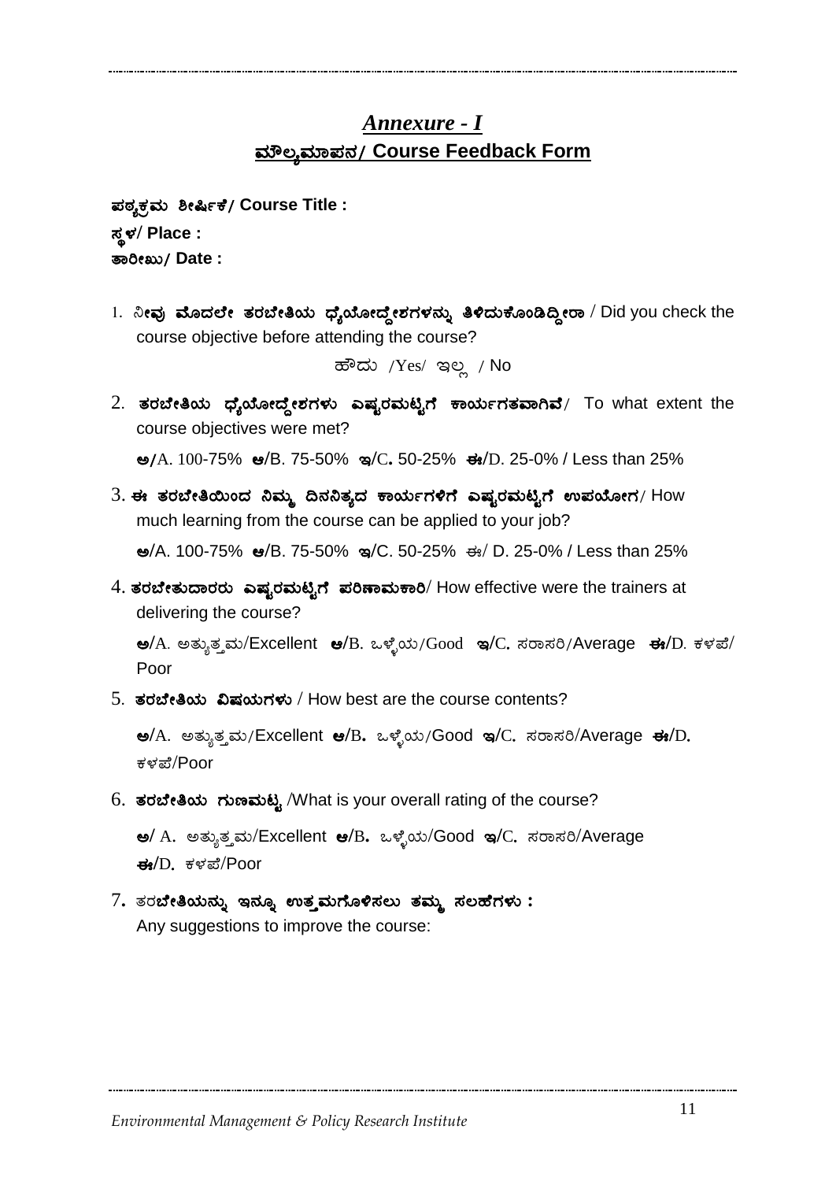# *Annexure - I*

## ಮೌಲ್ಯಮಾಪನ/ Course Feedback Form

**ಪಠ್ಯಕ್ರಮ ಶೀರ್ಷಿಕೆ/ Course Title :**

**ಸ್ಥಳ/ Place :**

**ತಾರೀಖು/ Date :**

1. ನೀವು **ಮೊದಲೇ ತರಬೇತಿಯ ಧ್ಯೆಯೋದ್ದೇಶಗಳನ್ನು ತಿಳಿದುಕೊಂಡಿದ್ದೀರಾ** / Did you check the course objective before attending the course?

   ಹೌದು /Yes/ ಇಲ್ಲ / No

2. **ತರಬೇತಿಯ ಧ್ಯೆಯೋದ್ದೇಶಗಳು ಎಷ್ಟರಮಟ್ಟಿಗೆ ಕಾರ್ಯಗತವಾಗಿವೆ**/ To what extent the course objectives were met?

   **ಅ/**A. 100-75% **ಆ**/B. 75-50% **ಇ**/C**.** 50-25% **ಈ**/D. 25-0% / Less than 25%

3. **ಈ ತರಬೇತಿಯಿಂದ ನಿಮ್ಮ ದಿನನಿತ್ಯದ ಕಾರ್ಯಗಳಿಗೆ ಎಷ್ಟರಮಟ್ಟಿಗೆ ಉಪಯೋಗ**/ How much learning from the course can be applied to your job?

   **ಅ**/A. 100-75% **ಆ**/B. 75-50% **ಇ**/C. 50-25% ಈ/ D. 25-0% / Less than 25%

4. **ತರಬೇತುದಾರರು ಎಷ್ಟರಮಟ್ಟಿಗೆ ಪರಿಣಾಮಕಾರಿ**/ How effective were the trainers at delivering the course?

   **ಅ**/A. ಅತ್ಯುತ್ತಮ/Excellent **ಆ**/B. ಒಳ್ಳೆಯ/Good **ಇ**/C. ಸರಾಸರಿ/Average **ಈ**/D. ಕಳಪೆ/ Poor

5. **ತರಬೇತಿಯ ವಿಷಯಗಳು** / How best are the course contents?

   **ಅ**/A. ಅತ್ಯುತ್ತಮ/Excellent **ಆ**/B**.** ಒಳ್ಳೆಯ/Good **ಇ**/C. ಸರಾಸರಿ/Average **ಈ**/D. ಕಳಪೆ/Poor

6. **ತರಬೇತಿಯ ಗುಣಮಟ್ಟ** /What is your overall rating of the course?

   **ಅ**/ A. ಅತ್ಯುತ್ತಮ/Excellent **ಆ**/B. ಒಳ್ಳೆಯ/Good **ಇ**/C. ಸರಾಸರಿ/Average **ಈ**/D. ಕಳಪೆ/Poor

7. ತರ**ಬೇತಿಯನ್ನು ಇನ್ನೂ ಉತ್ತಮಗೊಳಿಸಲು ತಮ್ಮ ಸಲಹೆಗಳು :**
   Any suggestions to improve the course: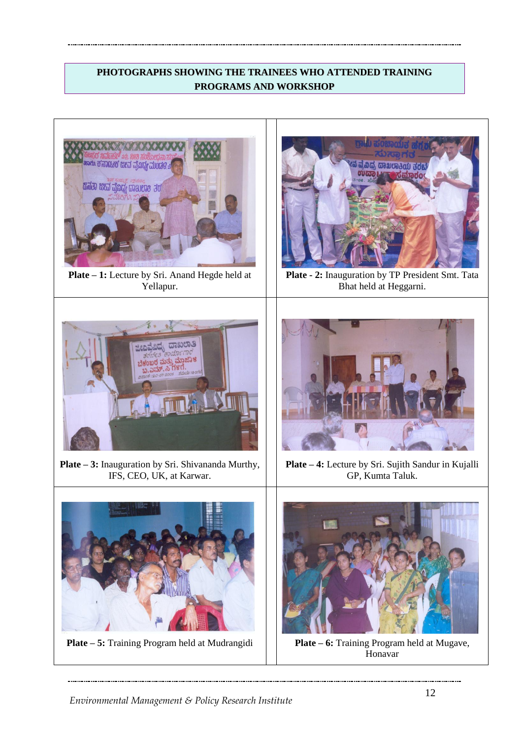**PHOTOGRAPHS SHOWING THE TRAINEES WHO ATTENDED TRAINING PROGRAMS AND WORKSHOP**

**Plate – 1:** Lecture by Sri. Anand Hegde held at Yellapur.

**Plate - 2:** Inauguration by TP President Smt. Tata Bhat held at Heggarni.

**Plate – 3:** Inauguration by Sri. Shivananda Murthy, IFS, CEO, UK, at Karwar.

**Plate – 4:** Lecture by Sri. Sujith Sandur in Kujalli GP, Kumta Taluk.

**Plate – 5:** Training Program held at Mudrangidi

**Plate – 6:** Training Program held at Mugave, Honavar

*Environmental Management & Policy Research Institute*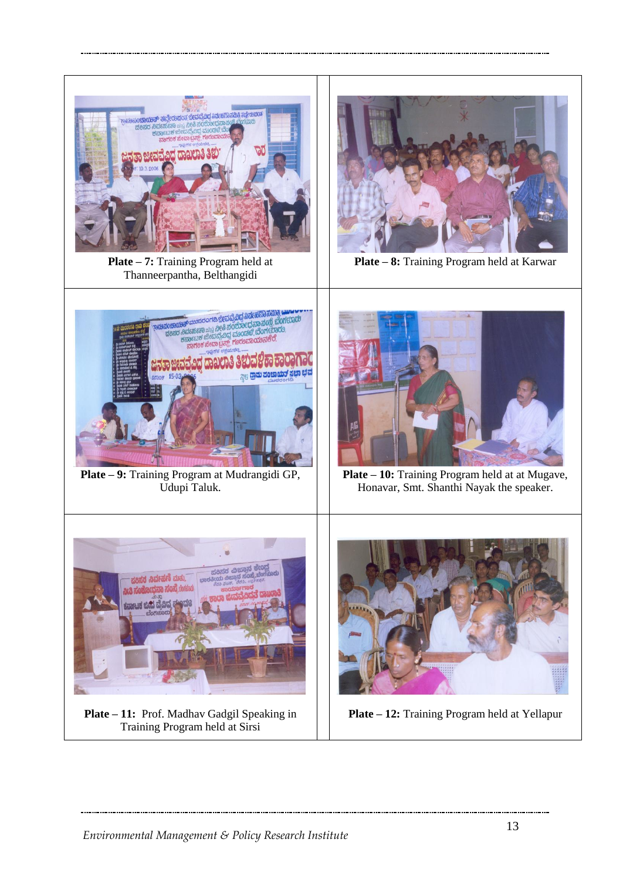**Plate – 7:** Training Program held at Thanneerpantha, Belthangidi

**Plate – 8:** Training Program held at Karwar

**Plate – 9:** Training Program at Mudrangidi GP, Udupi Taluk.

**Plate – 10:** Training Program held at at Mugave, Honavar, Smt. Shanthi Nayak the speaker.

**Plate – 11:** Prof. Madhav Gadgil Speaking in Training Program held at Sirsi

**Plate – 12:** Training Program held at Yellapur